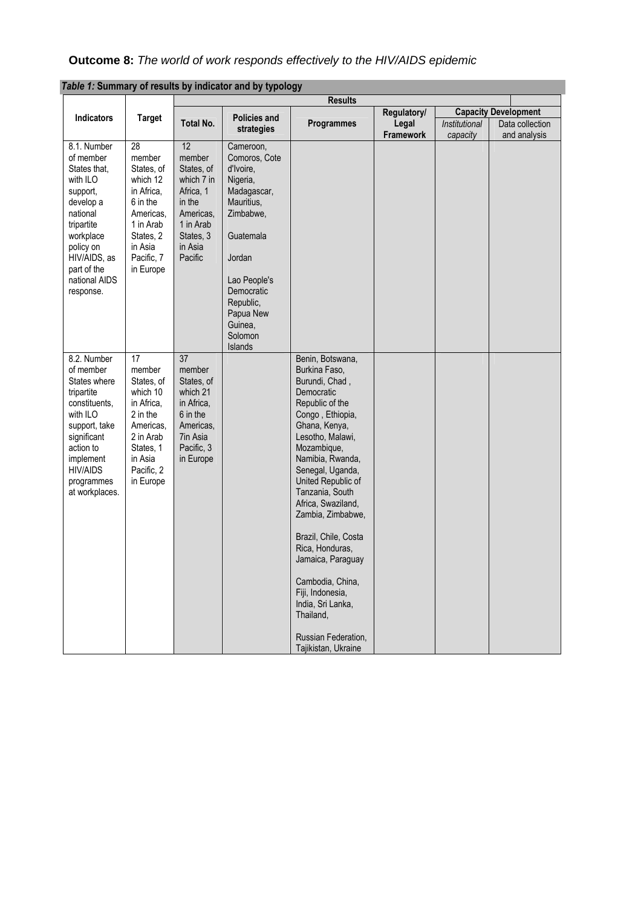**Outcome 8:** *The world of work responds effectively to the HIV/AIDS epidemic*

***Table 1:*** **Summary of results by indicator and by typology**

| Indicators | Target | Results | | | | | |
|---|---|---|---|---|---|---|---|
| | | Total No. | Policies and strategies | Programmes | Regulatory/ Legal Framework | Capacity Development | |
| | | | | | | *Institutional capacity* | Data collection and analysis |
| 8.1. Number of member States that, with ILO support, develop a national tripartite workplace policy on HIV/AIDS, as part of the national AIDS response. | 28 member States, of which 12 in Africa, 6 in the Americas, 1 in Arab States, 2 in Asia Pacific, 7 in Europe | 12 member States, of which 7 in Africa, 1 in the Americas, 1 in Arab States, 3 in Asia Pacific | Cameroon, Comoros, Cote d'Ivoire, Nigeria, Madagascar, Mauritius, Zimbabwe,<br><br>Guatemala<br><br>Jordan<br><br>Lao People's Democratic Republic, Papua New Guinea, Solomon Islands | | | | |
| 8.2. Number of member States where tripartite constituents, with ILO support, take significant action to implement HIV/AIDS programmes at workplaces. | 17 member States, of which 10 in Africa, 2 in the Americas, 2 in Arab States, 1 in Asia Pacific, 2 in Europe | 37 member States, of which 21 in Africa, 6 in the Americas, 7in Asia Pacific, 3 in Europe | | Benin, Botswana, Burkina Faso, Burundi, Chad , Democratic Republic of the Congo , Ethiopia, Ghana, Kenya, Lesotho, Malawi, Mozambique, Namibia, Rwanda, Senegal, Uganda, United Republic of Tanzania, South Africa, Swaziland, Zambia, Zimbabwe,<br><br>Brazil, Chile, Costa Rica, Honduras, Jamaica, Paraguay<br><br>Cambodia, China, Fiji, Indonesia, India, Sri Lanka, Thailand,<br><br>Russian Federation, Tajikistan, Ukraine | | | |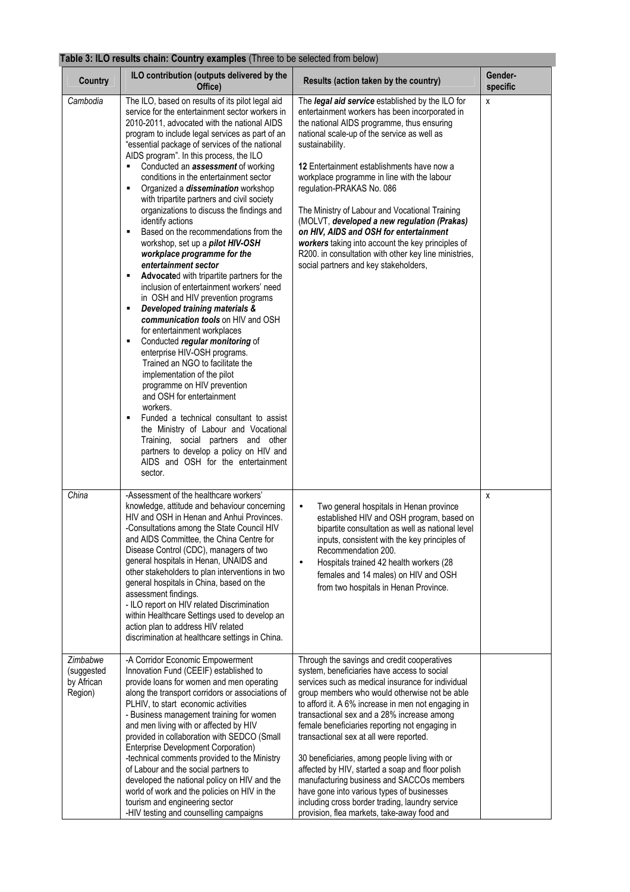**Table 3: ILO results chain: Country examples** (Three to be selected from below)

| Country | ILO contribution (outputs delivered by the Office) | Results (action taken by the country) | Gender-specific |
|---|---|---|---|
| *Cambodia* | The ILO, based on results of its pilot legal aid service for the entertainment sector workers in 2010-2011, advocated with the national AIDS program to include legal services as part of an "essential package of services of the national AIDS program". In this process, the ILO<br>▪ Conducted an ***assessment*** of working conditions in the entertainment sector<br>▪ Organized a ***dissemination*** workshop with tripartite partners and civil society organizations to discuss the findings and identify actions<br>▪ Based on the recommendations from the workshop, set up a ***pilot HIV-OSH workplace programme for the entertainment sector***<br>▪ **Advocate**d with tripartite partners for the inclusion of entertainment workers' need in OSH and HIV prevention programs<br>▪ ***Developed training materials & communication tools*** on HIV and OSH for entertainment workplaces<br>▪ Conducted ***regular monitoring*** of enterprise HIV-OSH programs. Trained an NGO to facilitate the implementation of the pilot programme on HIV prevention and OSH for entertainment workers.<br>▪ Funded a technical consultant to assist the Ministry of Labour and Vocational Training, social partners and other partners to develop a policy on HIV and AIDS and OSH for the entertainment sector. | The ***legal aid service*** established by the ILO for entertainment workers has been incorporated in the national AIDS programme, thus ensuring national scale-up of the service as well as sustainability.<br><br>**12** Entertainment establishments have now a workplace programme in line with the labour regulation-PRAKAS No. 086<br><br>The Ministry of Labour and Vocational Training (MOLVT, ***developed a new regulation (Prakas) on HIV, AIDS and OSH for entertainment workers*** taking into account the key principles of R200. in consultation with other key line ministries, social partners and key stakeholders, | x |
| *China* | -Assessment of the healthcare workers' knowledge, attitude and behaviour concerning HIV and OSH in Henan and Anhui Provinces.<br>-Consultations among the State Council HIV and AIDS Committee, the China Centre for Disease Control (CDC), managers of two general hospitals in Henan, UNAIDS and other stakeholders to plan interventions in two general hospitals in China, based on the assessment findings.<br>- ILO report on HIV related Discrimination within Healthcare Settings used to develop an action plan to address HIV related discrimination at healthcare settings in China. | • Two general hospitals in Henan province established HIV and OSH program, based on bipartite consultation as well as national level inputs, consistent with the key principles of Recommendation 200.<br>• Hospitals trained 42 health workers (28 females and 14 males) on HIV and OSH from two hospitals in Henan Province. | x |
| *Zimbabwe (suggested by African Region)* | -A Corridor Economic Empowerment Innovation Fund (CEEIF) established to provide loans for women and men operating along the transport corridors or associations of PLHIV, to start economic activities<br>- Business management training for women and men living with or affected by HIV provided in collaboration with SEDCO (Small Enterprise Development Corporation)<br>-technical comments provided to the Ministry of Labour and the social partners to developed the national policy on HIV and the world of work and the policies on HIV in the tourism and engineering sector<br>-HIV testing and counselling campaigns | Through the savings and credit cooperatives system, beneficiaries have access to social services such as medical insurance for individual group members who would otherwise not be able to afford it. A 6% increase in men not engaging in transactional sex and a 28% increase among female beneficiaries reporting not engaging in transactional sex at all were reported.<br><br>30 beneficiaries, among people living with or affected by HIV, started a soap and floor polish manufacturing business and SACCOs members have gone into various types of businesses including cross border trading, laundry service provision, flea markets, take-away food and | |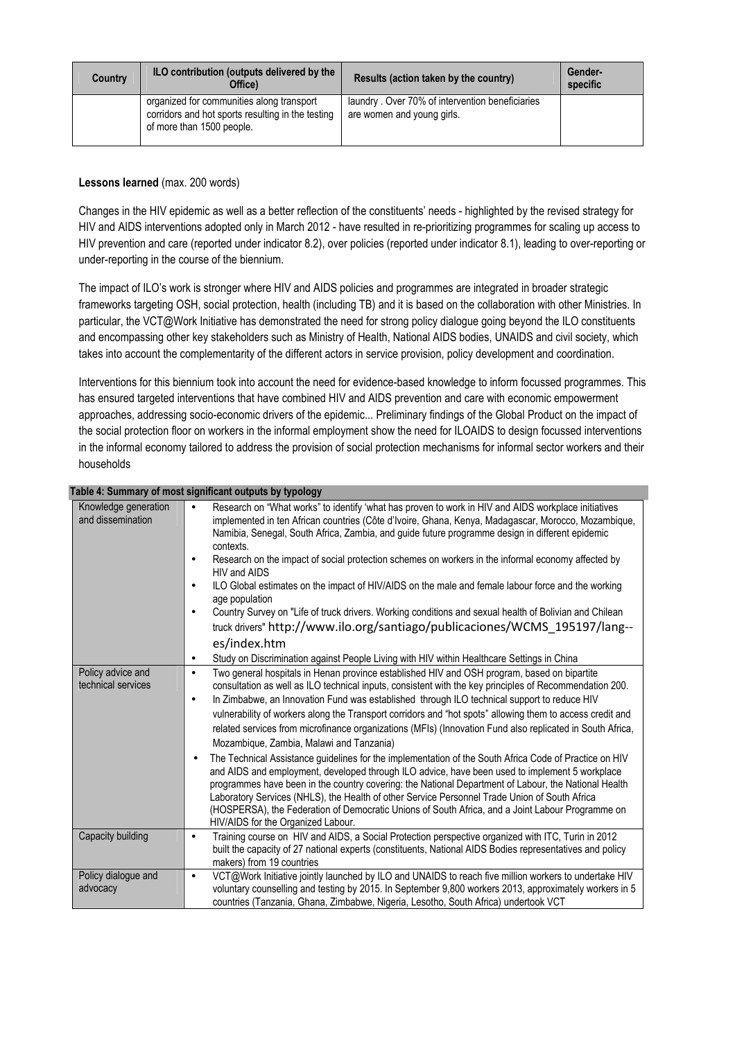| Country | ILO contribution (outputs delivered by the Office) | Results (action taken by the country) | Gender-specific |
|---|---|---|---|
| | organized for communities along transport corridors and hot sports resulting in the testing of more than 1500 people. | laundry . Over 70% of intervention beneficiaries are women and young girls. | |

**Lessons learned** (max. 200 words)

Changes in the HIV epidemic as well as a better reflection of the constituents' needs - highlighted by the revised strategy for HIV and AIDS interventions adopted only in March 2012 - have resulted in re-prioritizing programmes for scaling up access to HIV prevention and care (reported under indicator 8.2), over policies (reported under indicator 8.1), leading to over-reporting or under-reporting in the course of the biennium.

The impact of ILO's work is stronger where HIV and AIDS policies and programmes are integrated in broader strategic frameworks targeting OSH, social protection, health (including TB) and it is based on the collaboration with other Ministries. In particular, the VCT@Work Initiative has demonstrated the need for strong policy dialogue going beyond the ILO constituents and encompassing other key stakeholders such as Ministry of Health, National AIDS bodies, UNAIDS and civil society, which takes into account the complementarity of the different actors in service provision, policy development and coordination.

Interventions for this biennium took into account the need for evidence-based knowledge to inform focussed programmes. This has ensured targeted interventions that have combined HIV and AIDS prevention and care with economic empowerment approaches, addressing socio-economic drivers of the epidemic... Preliminary findings of the Global Product on the impact of the social protection floor on workers in the informal employment show the need for ILOAIDS to design focussed interventions in the informal economy tailored to address the provision of social protection mechanisms for informal sector workers and their households

**Table 4: Summary of most significant outputs by typology**

| | |
|---|---|
| Knowledge generation and dissemination | • Research on "What works" to identify 'what has proven to work in HIV and AIDS workplace initiatives implemented in ten African countries (Côte d'Ivoire, Ghana, Kenya, Madagascar, Morocco, Mozambique, Namibia, Senegal, South Africa, Zambia, and guide future programme design in different epidemic contexts.<br>• Research on the impact of social protection schemes on workers in the informal economy affected by HIV and AIDS<br>• ILO Global estimates on the impact of HIV/AIDS on the male and female labour force and the working age population<br>• Country Survey on "Life of truck drivers. Working conditions and sexual health of Bolivian and Chilean truck drivers" http://www.ilo.org/santiago/publicaciones/WCMS_195197/lang--es/index.htm<br>• Study on Discrimination against People Living with HIV within Healthcare Settings in China |
| Policy advice and technical services | • Two general hospitals in Henan province established HIV and OSH program, based on bipartite consultation as well as ILO technical inputs, consistent with the key principles of Recommendation 200.<br>• In Zimbabwe, an Innovation Fund was established through ILO technical support to reduce HIV vulnerability of workers along the Transport corridors and "hot spots" allowing them to access credit and related services from microfinance organizations (MFIs) (Innovation Fund also replicated in South Africa, Mozambique, Zambia, Malawi and Tanzania)<br>• The Technical Assistance guidelines for the implementation of the South Africa Code of Practice on HIV and AIDS and employment, developed through ILO advice, have been used to implement 5 workplace programmes have been in the country covering: the National Department of Labour, the National Health Laboratory Services (NHLS), the Health of other Service Personnel Trade Union of South Africa (HOSPERSA), the Federation of Democratic Unions of South Africa, and a Joint Labour Programme on HIV/AIDS for the Organized Labour. |
| Capacity building | • Training course on HIV and AIDS, a Social Protection perspective organized with ITC, Turin in 2012 built the capacity of 27 national experts (constituents, National AIDS Bodies representatives and policy makers) from 19 countries |
| Policy dialogue and advocacy | • VCT@Work Initiative jointly launched by ILO and UNAIDS to reach five million workers to undertake HIV voluntary counselling and testing by 2015. In September 9,800 workers 2013, approximately workers in 5 countries (Tanzania, Ghana, Zimbabwe, Nigeria, Lesotho, South Africa) undertook VCT |